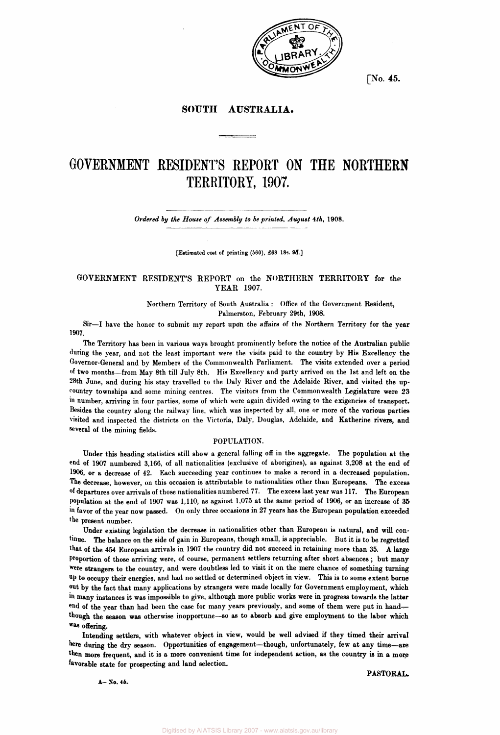[No. 45.

**SOUTH AUSTRALIA.**

# GOVERNMENT RESIDENT'S REPORT ON THE NORTHERN TERRITORY, 1907.

*Ordered by the House of Assembly to be printed, August 4th,* 1908.

[Estimated cost of printing (560), £68 18s. 9d.]

## GOVERNMENT RESIDENT'S REPORT on the NORTHERN TERRITORY for the YEAR 1907.

Northern Territory of South Australia : Office of the Government Resident, Palmerston, February 29th, 1908.

Sir—I have the honor to submit my report upon the affairs of the Northern Territory for the year 1907.

The Territory has been in various ways brought prominently before the notice of the Australian public during the year, and not the least important were the visits paid to the country by His Excellency the Governor-General and by Members of the Commonwealth Parliament. The visits extended over a period of two months—from May 8th till July 8th. His Excellency and party arrived on the 1st and left on the 28th June, and during his stay travelled to the Daly River and the Adelaide River, and visited the up-country townships and some mining centres. The visitors from the Commonwealth Legislature were 23 in number, arriving in four parties, some of which were again divided owing to the exigencies of transport. Besides the country along the railway line, which was inspected by all, one or more of the various parties visited and inspected the districts on the Victoria, Daly, Douglas, Adelaide, and Katherine rivers, and several of the mining fields.

### POPULATION.

Under this heading statistics still show a general falling off in the aggregate. The population at the end of 1907 numbered 3,166, of all nationalities (exclusive of aborigines), as against 3,208 at the end of 1906, or a decrease of 42. Each succeeding year continues to make a record in a decreased population. The decrease, however, on this occasion is attributable to nationalities other than Europeans. The excess of departures over arrivals of those nationalities numbered 77. The excess last year was 117. The European population at the end of 1907 was 1,110, as against 1,075 at the same period of 1906, or an increase of 35 in favor of the year now passed. On only three occasions in 27 years has the European population exceeded the present number.

Under existing legislation the decrease in nationalities other than European is natural, and will continue. The balance on the side of gain in Europeans, though small, is appreciable. But it is to be regretted that of the 454 European arrivals in 1907 the country did not succeed in retaining more than 35. A large proportion of those arriving were, of course, permanent settlers returning after short absences ; but many were strangers to the country, and were doubtless led to visit it on the mere chance of something turning up to occupy their energies, and had no settled or determined object in view. This is to some extent borne out by the fact that many applications by strangers were made locally for Government employment, which in many instances it was impossible to give, although more public works were in progress towards the latter end of the year than had been the case for many years previously, and some of them were put in hand—though the season was otherwise inopportune—so as to absorb and give employment to the labor which was offering.

Intending settlers, with whatever object in view, would be well advised if they timed their arrival here during the dry season. Opportunities of engagement—though, unfortunately, few at any time—are then more frequent, and it is a more convenient time for independent action, as the country is in a more favorable state for prospecting and land selection.

A—No. 45.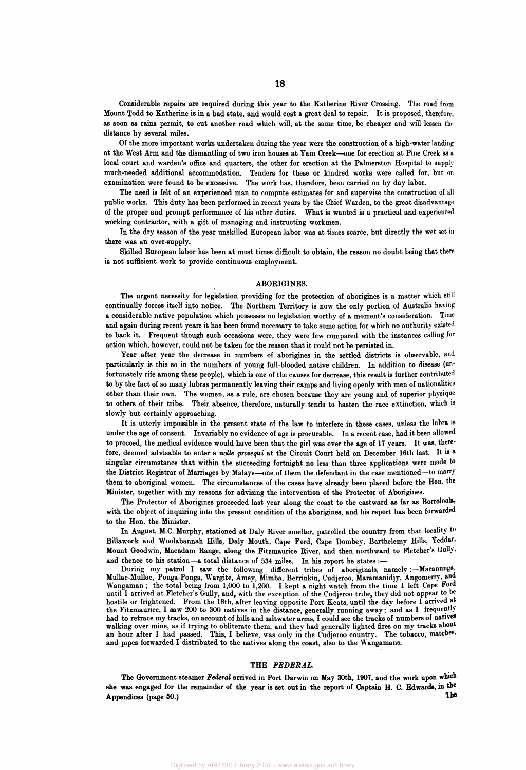Considerable repairs are required during this year to the Katherine River Crossing. The road from Mount Todd to Katherine is in a bad state, and would cost a great deal to repair. It is proposed, therefore, as soon as rains permit, to cut another road which will, at the same time, be cheaper and will lessen the distance by several miles.

Of the more important works undertaken during the year were the construction of a high-water landing at the West Arm and the dismantling of two iron houses at Yam Creek—one for erection at Pine Creek as a local court and warden's office and quarters, the other for erection at the Palmerston Hospital to supply much-needed additional accommodation. Tenders for these or kindred works were called for, but on examination were found to be excessive. The work has, therefore, been carried on by day labor.

The need is felt of an experienced man to compute estimates for and supervise the construction of all public works. This duty has been performed in recent years by the Chief Warden, to the great disadvantage of the proper and prompt performance of his other duties. What is wanted is a practical and experienced working contractor, with a gift of managing and instructing workmen.

In the dry season of the year unskilled European labor was at times scarce, but directly the wet set in there was an over-supply.

Skilled European labor has been at most times difficult to obtain, the reason no doubt being that there is not sufficient work to provide continuous employment.

## ABORIGINES.

The urgent necessity for legislation providing for the protection of aborigines is a matter which still continually forces itself into notice. The Northern Territory is now the only portion of Australia having a considerable native population which possesses no legislation worthy of a moment's consideration. Time and again during recent years it has been found necessary to take some action for which no authority existed to back it. Frequent though such occasions were, they were few compared with the instances calling for action which, however, could not be taken for the reason that it could not be persisted in.

Year after year the decrease in numbers of aborigines in the settled districts is observable, and particularly is this so in the numbers of young full-blooded native children. In addition to disease (unfortunately rife among these people), which is one of the causes for decrease, this result is further contributed to by the fact of so many lubras permanently leaving their camps and living openly with men of nationalities other than their own. The women, as a rule, are chosen because they are young and of superior physique to others of their tribe. Their absence, therefore, naturally tends to hasten the race extinction, which is slowly but certainly approaching.

It is utterly impossible in the present state of the law to interfere in these cases, unless the lubra is under the age of consent. Invariably no evidence of age is procurable. In a recent case, had it been allowed to proceed, the medical evidence would have been that the girl was over the age of 17 years. It was, therefore, deemed advisable to enter a *nolle prosequi* at the Circuit Court held on December 16th last. It is a singular circumstance that within the succeeding fortnight no less than three applications were made to the District Registrar of Marriages by Malays—one of them the defendant in the case mentioned—to marry them to aboriginal women. The circumstances of the cases have already been placed before the Hon. the Minister, together with my reasons for advising the intervention of the Protector of Aborigines.

The Protector of Aborigines proceeded last year along the coast to the eastward as far as Borroloola, with the object of inquiring into the present condition of the aborigines, and his report has been forwarded to the Hon. the Minister.

In August, M.C. Murphy, stationed at Daly River smelter, patrolled the country from that locality to Billawock and Woolabannah Hills, Daly Mouth, Cape Ford, Cape Dombey, Barthelemy Hills, Yeddar, Mount Goodwin, Macadam Range, along the Fitzmaurice River, and then northward to Fletcher's Gully, and thence to his station—a total distance of 534 miles. In his report he states :—

During my patrol I saw the following different tribes of aboriginals, namely :—Maranunga, Mullac-Mullac, Ponga-Ponga, Wargite, Amey, Mimba, Berrinkin, Cudjeroo, Maramanidjy, Angomerry, and Wangaman ; the total being from 1,000 to 1,200. I kept a night watch from the time I left Cape Ford until I arrived at Fletcher's Gully, and, with the exception of the Cudjeroo tribe, they did not appear to be hostile or frightened. From the 18th, after leaving opposite Port Keats, until the day before I arrived at the Fitzmaurice, I saw 200 to 300 natives in the distance, generally running away ; and as I frequently had to retrace my tracks, on account of hills and saltwater arms, I could see the tracks of numbers of natives walking over mine, as if trying to obliterate them, and they had generally lighted fires on my tracks about an hour after I had passed. This, I believe, was only in the Cudjeroo country. The tobacco, matches, and pipes forwarded I distributed to the natives along the coast, also to the Wangamans.

## THE *FEDERAL*.

The Government steamer *Federal* arrived in Port Darwin on May 30th, 1907, and the work upon which she was engaged for the remainder of the year is set out in the report of Captain H. C. Edwards, in the Appendices (page 50.)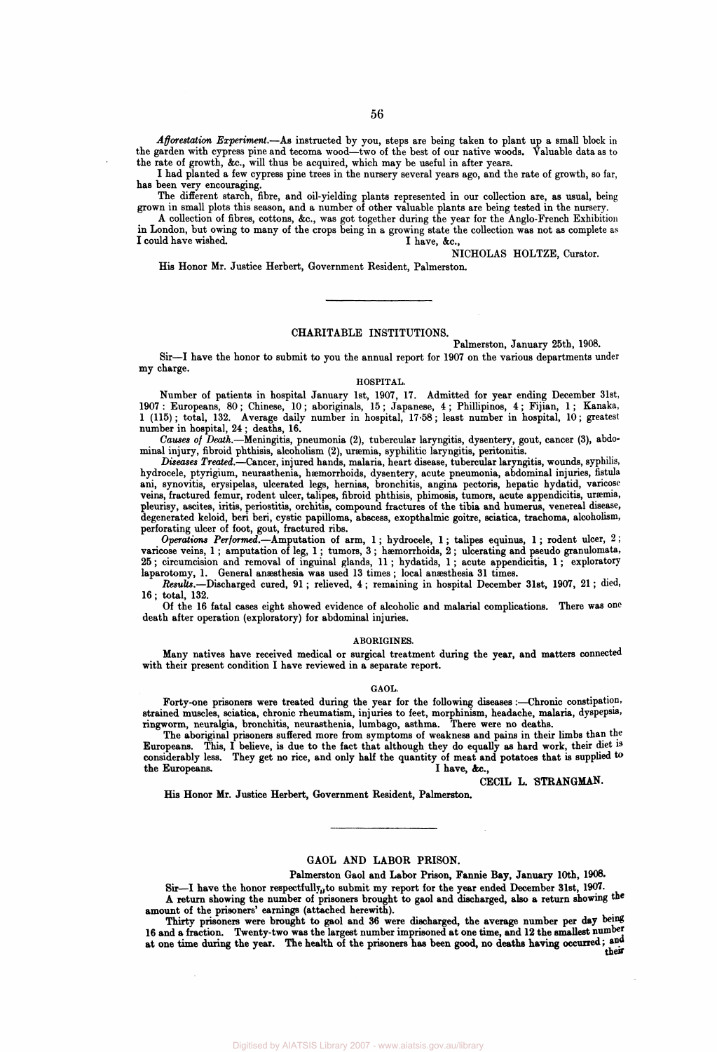*Afforestation Experiment.*—As instructed by you, steps are being taken to plant up a small block in the garden with cypress pine and tecoma wood—two of the best of our native woods. Valuable data as to the rate of growth, &c., will thus be acquired, which may be useful in after years.

I had planted a few cypress pine trees in the nursery several years ago, and the rate of growth, so far, has been very encouraging.

The different starch, fibre, and oil-yielding plants represented in our collection are, as usual, being grown in small plots this season, and a number of other valuable plants are being tested in the nursery.

A collection of fibres, cottons, &c., was got together during the year for the Anglo-French Exhibition in London, but owing to many of the crops being in a growing state the collection was not as complete as I could have wished.

I have, &c.,

NICHOLAS HOLTZE, Curator.

His Honor Mr. Justice Herbert, Government Resident, Palmerston.

## CHARITABLE INSTITUTIONS.

Palmerston, January 25th, 1908.

Sir—I have the honor to submit to you the annual report for 1907 on the various departments under my charge.

### HOSPITAL.

Number of patients in hospital January 1st, 1907, 17. Admitted for year ending December 31st, 1907: Europeans, 80; Chinese, 10; aboriginals, 15; Japanese, 4; Phillipinos, 4; Fijian, 1; Kanaka, 1 (115); total, 132. Average daily number in hospital, 17·58; least number in hospital, 10; greatest number in hospital, 24; deaths, 16.

*Causes of Death.*—Meningitis, pneumonia (2), tubercular laryngitis, dysentery, gout, cancer (3), abdominal injury, fibroid phthisis, alcoholism (2), uræmia, syphilitic laryngitis, peritonitis.

*Diseases Treated.*—Cancer, injured hands, malaria, heart disease, tubercular laryngitis, wounds, syphilis, hydrocele, ptyrigium, neurasthenia, hæmorrhoids, dysentery, acute pneumonia, abdominal injuries, fistula ani, synovitis, erysipelas, ulcerated legs, hernias, bronchitis, angina pectoris, hepatic hydatid, varicose veins, fractured femur, rodent ulcer, talipes, fibroid phthisis, phimosis, tumors, acute appendicitis, uræmia, pleurisy, ascites, iritis, periostitis, orchitis, compound fractures of the tibia and humerus, venereal disease, degenerated keloid, beri beri, cystic papilloma, abscess, exopthalmic goitre, sciatica, trachoma, alcoholism, perforating ulcer of foot, gout, fractured ribs.

*Operations Performed.*—Amputation of arm, 1; hydrocele, 1; talipes equinus, 1; rodent ulcer, 2; varicose veins, 1; amputation of leg, 1; tumors, 3; hæmorrhoids, 2; ulcerating and pseudo granulomata, 25; circumcision and removal of inguinal glands, 11; hydatids, 1; acute appendicitis, 1; exploratory laparotomy, 1. General anæsthesia was used 13 times; local anæsthesia 31 times.

*Results.*—Discharged cured, 91; relieved, 4; remaining in hospital December 31st, 1907, 21; died, 16; total, 132.

Of the 16 fatal cases eight showed evidence of alcoholic and malarial complications. There was one death after operation (exploratory) for abdominal injuries.

### ABORIGINES.

Many natives have received medical or surgical treatment during the year, and matters connected with their present condition I have reviewed in a separate report.

### GAOL.

Forty-one prisoners were treated during the year for the following diseases:—Chronic constipation, strained muscles, sciatica, chronic rheumatism, injuries to feet, morphinism, headache, malaria, dyspepsia, ringworm, neuralgia, bronchitis, neurasthenia, lumbago, asthma. There were no deaths.

The aboriginal prisoners suffered more from symptoms of weakness and pains in their limbs than the Europeans. This, I believe, is due to the fact that although they do equally as hard work, their diet is considerably less. They get no rice, and only half the quantity of meat and potatoes that is supplied to the Europeans.

I have, &c.,

CECIL L. STRANGMAN.

His Honor Mr. Justice Herbert, Government Resident, Palmerston.

## GAOL AND LABOR PRISON.

Palmerston Gaol and Labor Prison, Fannie Bay, January 10th, 1908.

Sir—I have the honor respectfully,,to submit my report for the year ended December 31st, 1907.

A return showing the number of prisoners brought to gaol and discharged, also a return showing the amount of the prisoners' earnings (attached herewith).

Thirty prisoners were brought to gaol and 36 were discharged, the average number per day being 16 and a fraction. Twenty-two was the largest number imprisoned at one time, and 12 the smallest number at one time during the year. The health of the prisoners has been good, no deaths having occurred; and their